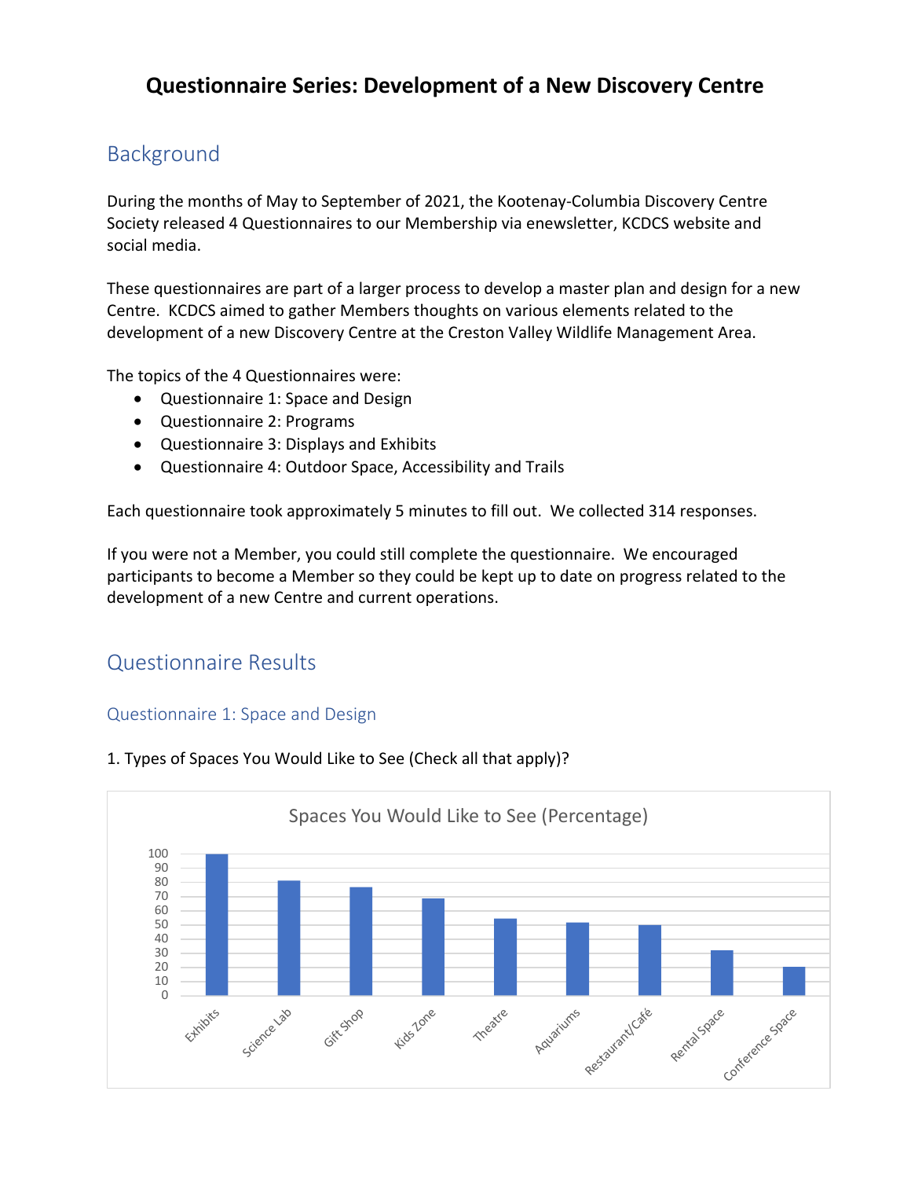# Questionnaire Series: Development of a New Discovery Centre

## Background

During the months of May to September of 2021, the Kootenay-Columbia Discovery Centre Society released 4 Questionnaires to our Membership via enewsletter, KCDCS website and social media.

These questionnaires are part of a larger process to develop a master plan and design for a new Centre. KCDCS aimed to gather Members thoughts on various elements related to the development of a new Discovery Centre at the Creston Valley Wildlife Management Area.

The topics of the 4 Questionnaires were:

- Questionnaire 1: Space and Design
- Questionnaire 2: Programs
- Questionnaire 3: Displays and Exhibits
- Questionnaire 4: Outdoor Space, Accessibility and Trails

Each questionnaire took approximately 5 minutes to fill out. We collected 314 responses.

If you were not a Member, you could still complete the questionnaire. We encouraged participants to become a Member so they could be kept up to date on progress related to the development of a new Centre and current operations.

## Questionnaire Results

### Questionnaire 1: Space and Design

1. Types of Spaces You Would Like to See (Check all that apply)?

Spaces You Would Like to See (Percentage)

| Space | Percentage (approx.) |
|---|---|
| Exhibits | 100 |
| Science Lab | 81 |
| Gift Shop | 77 |
| Kids Zone | 69 |
| Theatre | 55 |
| Aquariums | 52 |
| Restaurant/Café | 50 |
| Rental Space | 32 |
| Conference Space | 20 |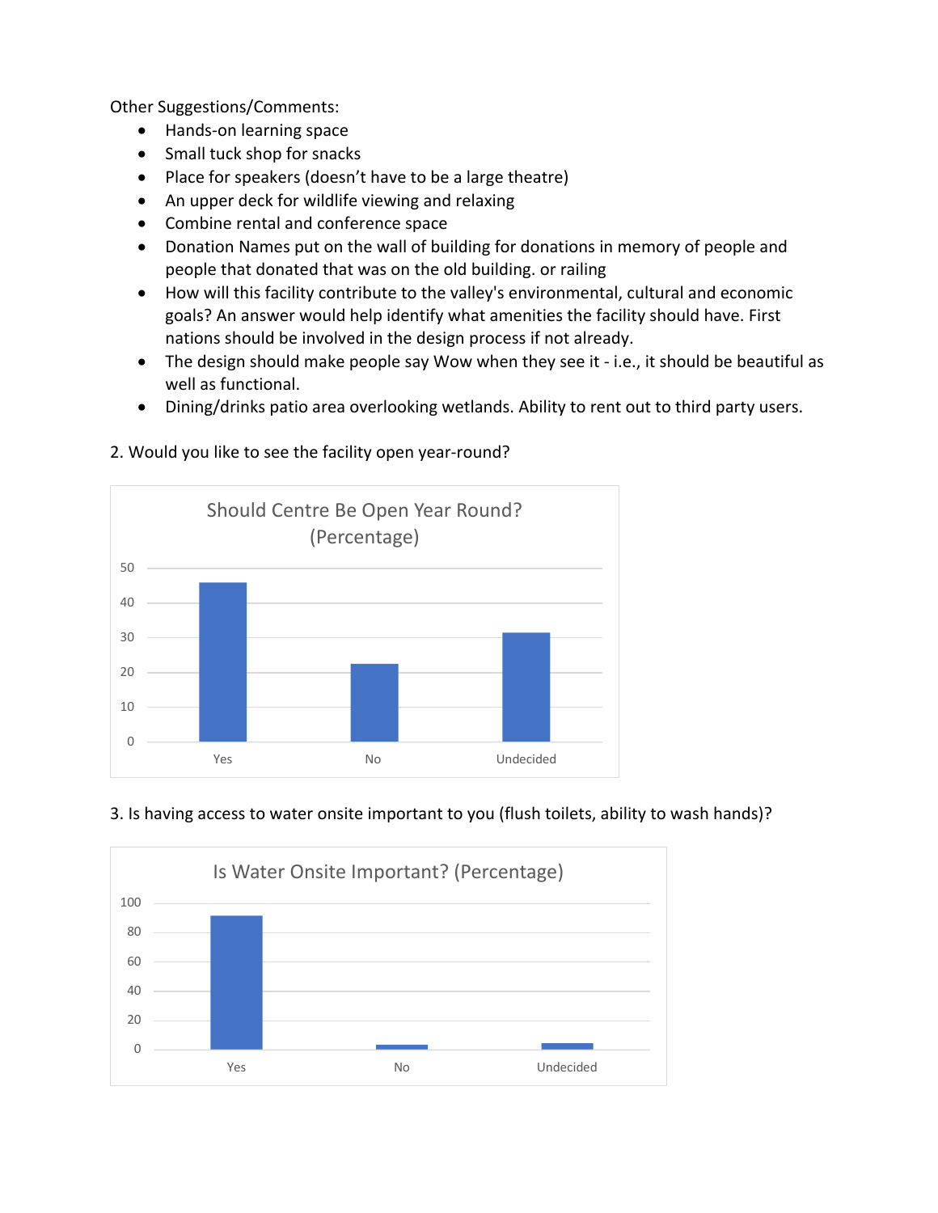Other Suggestions/Comments:

- Hands-on learning space
- Small tuck shop for snacks
- Place for speakers (doesn't have to be a large theatre)
- An upper deck for wildlife viewing and relaxing
- Combine rental and conference space
- Donation Names put on the wall of building for donations in memory of people and people that donated that was on the old building. or railing
- How will this facility contribute to the valley's environmental, cultural and economic goals? An answer would help identify what amenities the facility should have. First nations should be involved in the design process if not already.
- The design should make people say Wow when they see it - i.e., it should be beautiful as well as functional.
- Dining/drinks patio area overlooking wetlands. Ability to rent out to third party users.

2. Would you like to see the facility open year-round?

Should Centre Be Open Year Round? (Percentage)

| Response | Percentage |
| --- | --- |
| Yes | ~46 |
| No | ~22 |
| Undecided | ~31 |

3. Is having access to water onsite important to you (flush toilets, ability to wash hands)?

Is Water Onsite Important? (Percentage)

| Response | Percentage |
| --- | --- |
| Yes | ~92 |
| No | ~3 |
| Undecided | ~4 |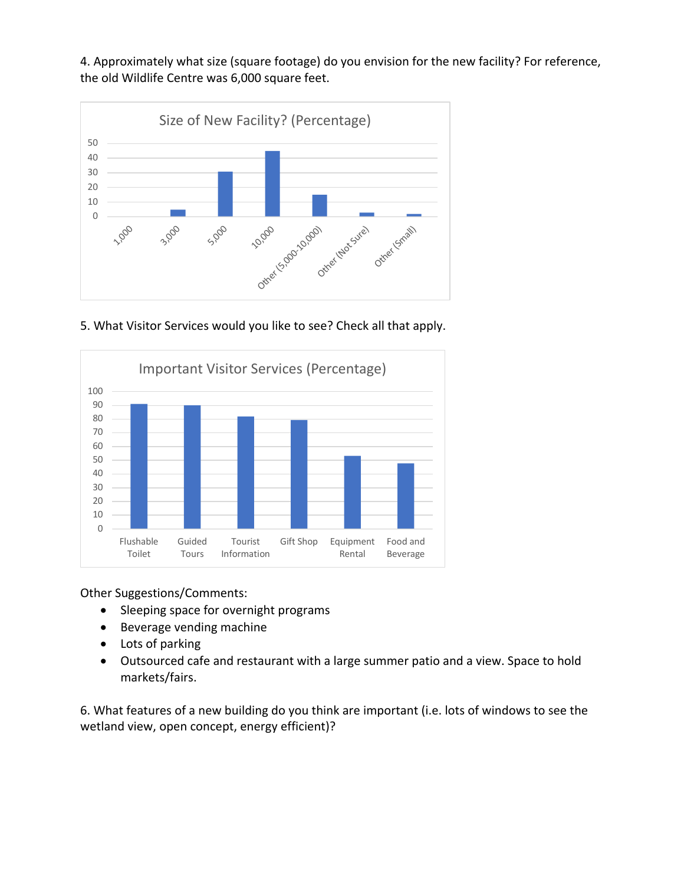4. Approximately what size (square footage) do you envision for the new facility? For reference, the old Wildlife Centre was 6,000 square feet.

Size of New Facility? (Percentage)

| Size | Percentage |
|---|---|
| 1,000 | 0 |
| 3,000 | 5 |
| 5,000 | 31 |
| 10,000 | 45 |
| Other (5,000-10,000) | 15 |
| Other (Not Sure) | 3 |
| Other (Small) | 2 |

5. What Visitor Services would you like to see? Check all that apply.

Important Visitor Services (Percentage)

| Service | Percentage |
|---|---|
| Flushable Toilet | 91 |
| Guided Tours | 90 |
| Tourist Information | 82 |
| Gift Shop | 79 |
| Equipment Rental | 53 |
| Food and Beverage | 48 |

Other Suggestions/Comments:

- Sleeping space for overnight programs
- Beverage vending machine
- Lots of parking
- Outsourced cafe and restaurant with a large summer patio and a view. Space to hold markets/fairs.

6. What features of a new building do you think are important (i.e. lots of windows to see the wetland view, open concept, energy efficient)?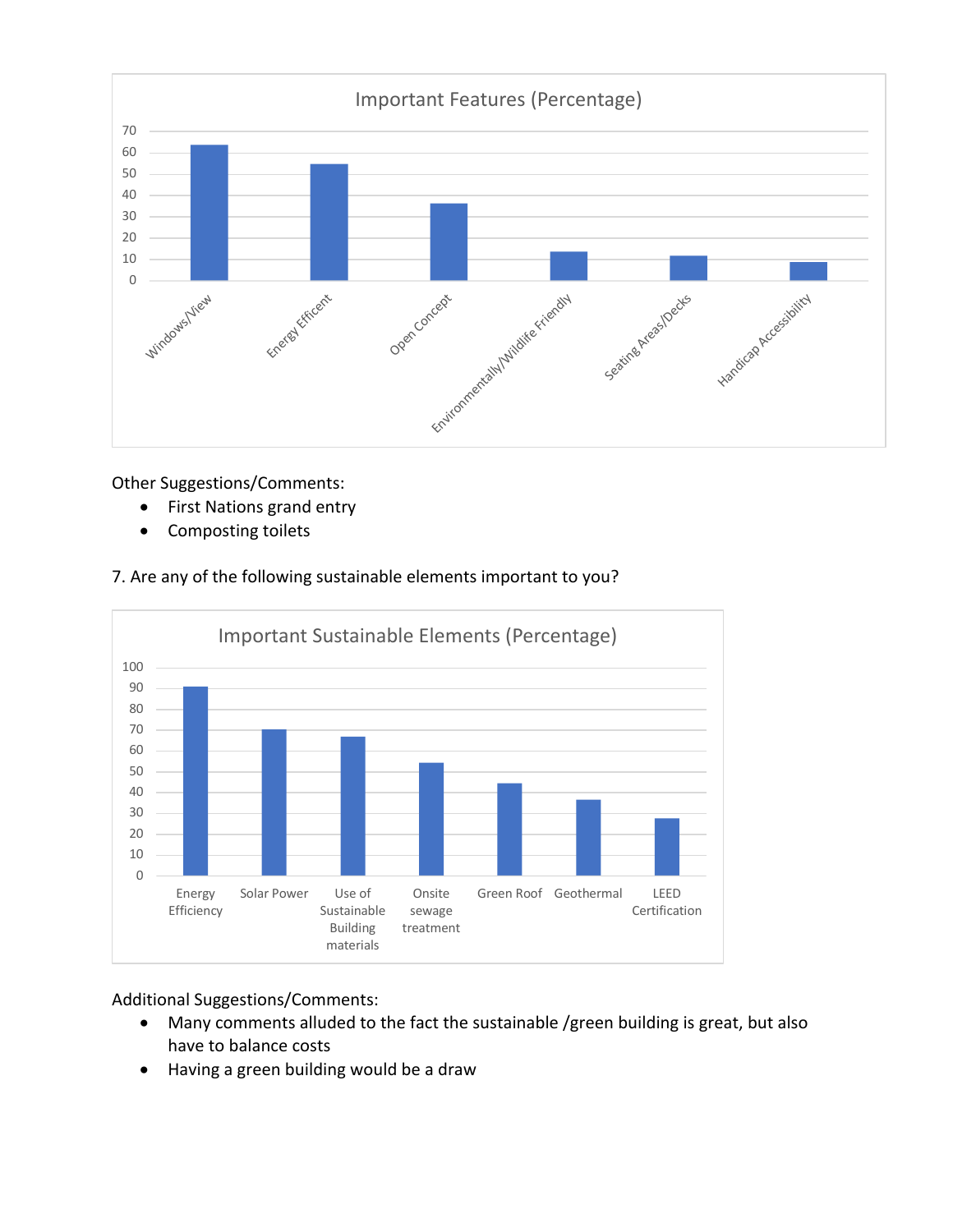Important Features (Percentage)

| Feature | Percentage |
| --- | --- |
| Windows/View | ~63 |
| Energy Efficent | ~54 |
| Open Concept | ~36 |
| Environmentally/Wildlife Friendly | ~13 |
| Seating Areas/Decks | ~11 |
| Handicap Accessibility | ~8 |

Other Suggestions/Comments:

- First Nations grand entry
- Composting toilets

7. Are any of the following sustainable elements important to you?

Important Sustainable Elements (Percentage)

| Element | Percentage |
| --- | --- |
| Energy Efficiency | ~91 |
| Solar Power | ~70 |
| Use of Sustainable Building materials | ~67 |
| Onsite sewage treatment | ~54 |
| Green Roof | ~44 |
| Geothermal | ~36 |
| LEED Certification | ~27 |

Additional Suggestions/Comments:

- Many comments alluded to the fact the sustainable /green building is great, but also have to balance costs
- Having a green building would be a draw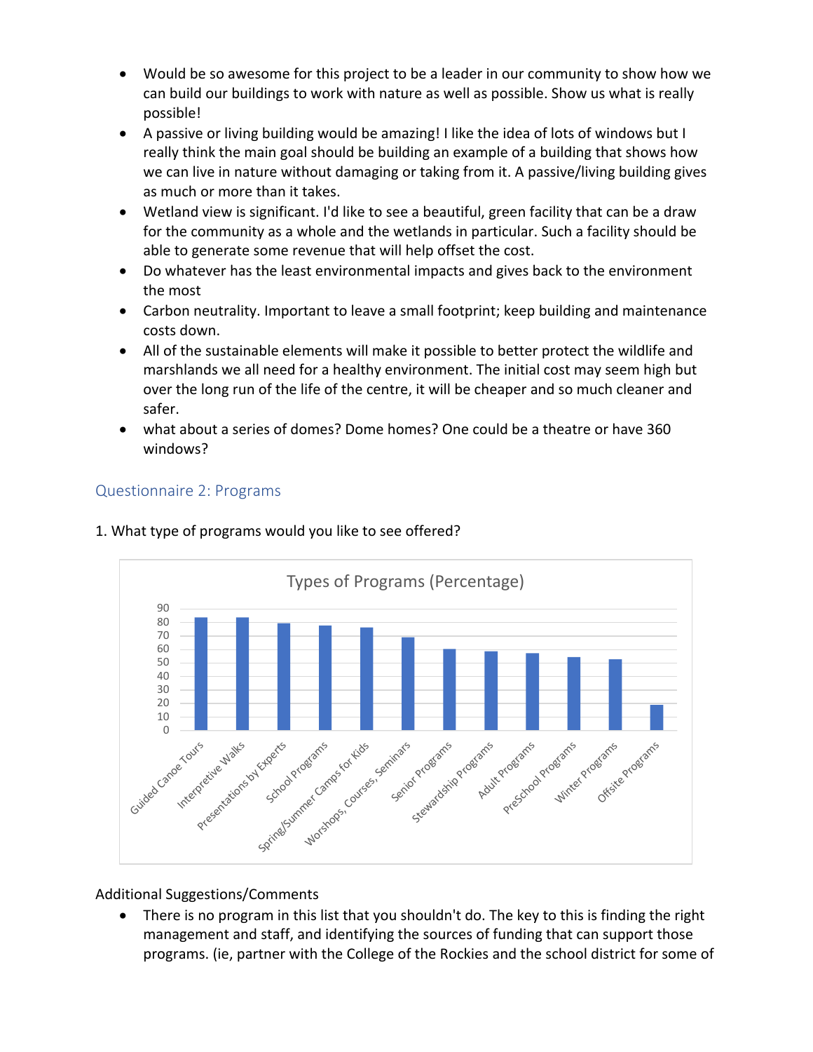- Would be so awesome for this project to be a leader in our community to show how we can build our buildings to work with nature as well as possible. Show us what is really possible!
- A passive or living building would be amazing! I like the idea of lots of windows but I really think the main goal should be building an example of a building that shows how we can live in nature without damaging or taking from it. A passive/living building gives as much or more than it takes.
- Wetland view is significant. I'd like to see a beautiful, green facility that can be a draw for the community as a whole and the wetlands in particular. Such a facility should be able to generate some revenue that will help offset the cost.
- Do whatever has the least environmental impacts and gives back to the environment the most
- Carbon neutrality. Important to leave a small footprint; keep building and maintenance costs down.
- All of the sustainable elements will make it possible to better protect the wildlife and marshlands we all need for a healthy environment. The initial cost may seem high but over the long run of the life of the centre, it will be cheaper and so much cleaner and safer.
- what about a series of domes? Dome homes? One could be a theatre or have 360 windows?

## Questionnaire 2: Programs

1. What type of programs would you like to see offered?

**Types of Programs (Percentage)**

| Program | Percentage (approx.) |
|---|---|
| Guided Canoe Tours | 84 |
| Interpretive Walks | 84 |
| Presentations by Experts | 79 |
| School Programs | 78 |
| Spring/Summer Camps for Kids | 76 |
| Worshops, Courses, Seminars | 69 |
| Senior Programs | 60 |
| Stewardship Programs | 59 |
| Adult Programs | 57 |
| PreSchool Programs | 54 |
| Winter Programs | 52 |
| Offsite Programs | 19 |

Additional Suggestions/Comments

- There is no program in this list that you shouldn't do. The key to this is finding the right management and staff, and identifying the sources of funding that can support those programs. (ie, partner with the College of the Rockies and the school district for some of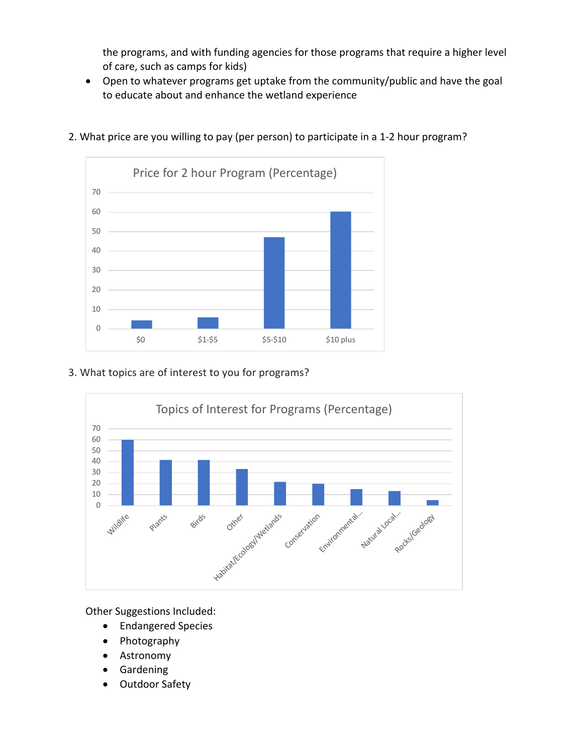the programs, and with funding agencies for those programs that require a higher level of care, such as camps for kids)

- Open to whatever programs get uptake from the community/public and have the goal to educate about and enhance the wetland experience

2. What price are you willing to pay (per person) to participate in a 1-2 hour program?

Price for 2 hour Program (Percentage)

| Price | Percentage |
|---|---|
| $0 | ~4 |
| $1-$5 | ~6 |
| $5-$10 | ~47 |
| $10 plus | ~60 |

3. What topics are of interest to you for programs?

Topics of Interest for Programs (Percentage)

| Topic | Percentage |
|---|---|
| Wildlife | ~60 |
| Plants | ~41 |
| Birds | ~41 |
| Other | ~33 |
| Habitat/Ecology/Wetlands | ~21 |
| Conservation | ~20 |
| Environmental... | ~15 |
| Natural Local... | ~13 |
| Rocks/Geology | ~5 |

Other Suggestions Included:

- Endangered Species
- Photography
- Astronomy
- Gardening
- Outdoor Safety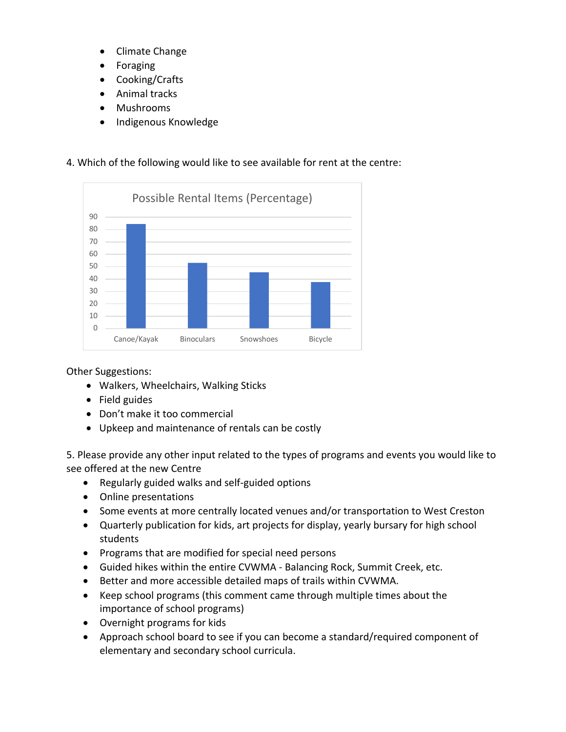- Climate Change
- Foraging
- Cooking/Crafts
- Animal tracks
- Mushrooms
- Indigenous Knowledge

4. Which of the following would like to see available for rent at the centre:

**Possible Rental Items (Percentage)**

Canoe/Kayak, Binoculars, Snowshoes, Bicycle

Other Suggestions:

- Walkers, Wheelchairs, Walking Sticks
- Field guides
- Don't make it too commercial
- Upkeep and maintenance of rentals can be costly

5. Please provide any other input related to the types of programs and events you would like to see offered at the new Centre

- Regularly guided walks and self-guided options
- Online presentations
- Some events at more centrally located venues and/or transportation to West Creston
- Quarterly publication for kids, art projects for display, yearly bursary for high school students
- Programs that are modified for special need persons
- Guided hikes within the entire CVWMA - Balancing Rock, Summit Creek, etc.
- Better and more accessible detailed maps of trails within CVWMA.
- Keep school programs (this comment came through multiple times about the importance of school programs)
- Overnight programs for kids
- Approach school board to see if you can become a standard/required component of elementary and secondary school curricula.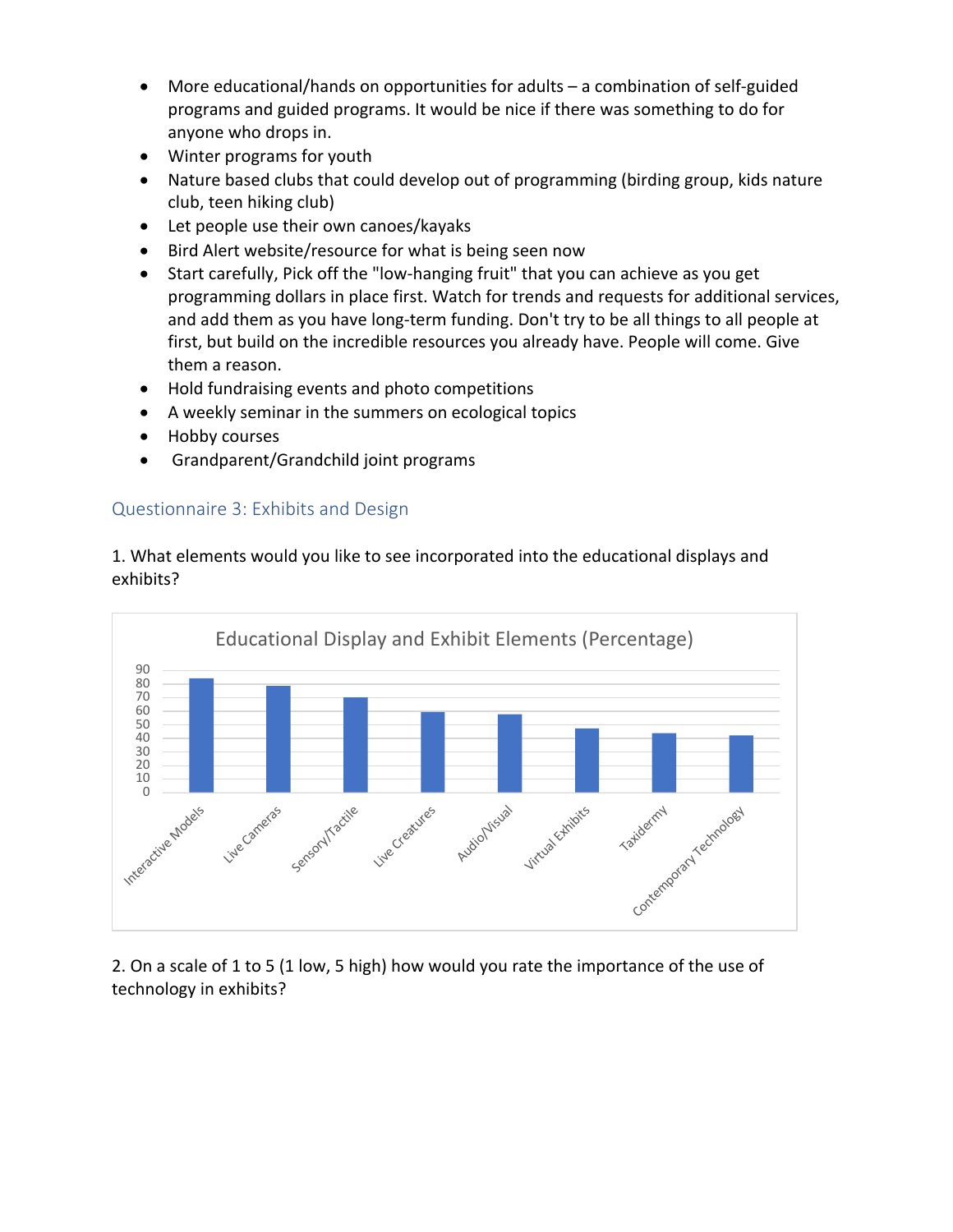- More educational/hands on opportunities for adults – a combination of self-guided programs and guided programs. It would be nice if there was something to do for anyone who drops in.
- Winter programs for youth
- Nature based clubs that could develop out of programming (birding group, kids nature club, teen hiking club)
- Let people use their own canoes/kayaks
- Bird Alert website/resource for what is being seen now
- Start carefully, Pick off the "low-hanging fruit" that you can achieve as you get programming dollars in place first. Watch for trends and requests for additional services, and add them as you have long-term funding. Don't try to be all things to all people at first, but build on the incredible resources you already have. People will come. Give them a reason.
- Hold fundraising events and photo competitions
- A weekly seminar in the summers on ecological topics
- Hobby courses
- Grandparent/Grandchild joint programs

## Questionnaire 3: Exhibits and Design

1. What elements would you like to see incorporated into the educational displays and exhibits?

**Educational Display and Exhibit Elements (Percentage)**

Categories shown (in descending order): Interactive Models, Live Cameras, Sensory/Tactile, Live Creatures, Audio/Visual, Virtual Exhibits, Taxidermy, Contemporary Technology

2. On a scale of 1 to 5 (1 low, 5 high) how would you rate the importance of the use of technology in exhibits?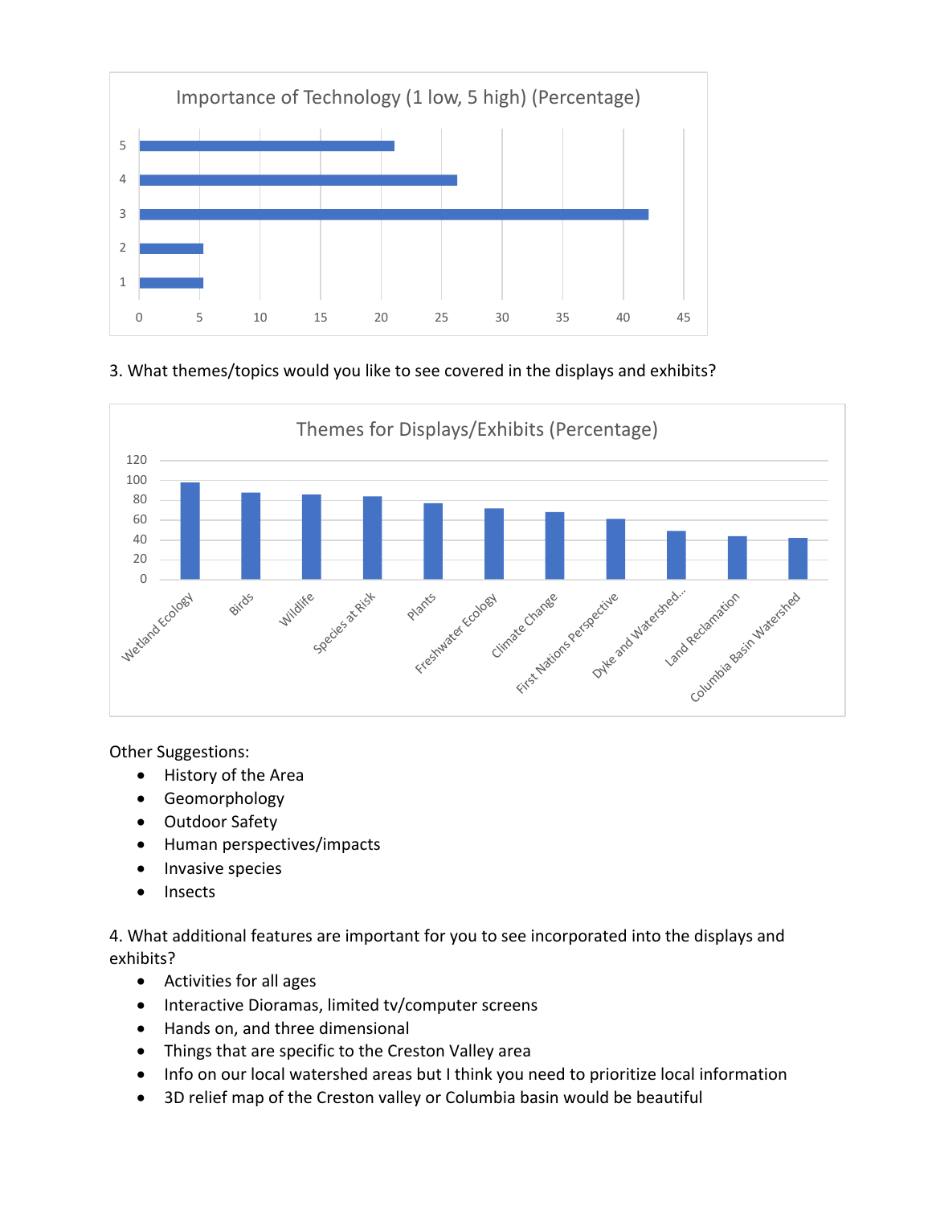Importance of Technology (1 low, 5 high) (Percentage)

| Rating | Percentage |
|---|---|
| 5 | 21 |
| 4 | 26 |
| 3 | 42 |
| 2 | 5 |
| 1 | 5 |

3. What themes/topics would you like to see covered in the displays and exhibits?

Themes for Displays/Exhibits (Percentage)

| Theme | Percentage |
|---|---|
| Wetland Ecology | 98 |
| Birds | 88 |
| Wildlife | 86 |
| Species at Risk | 84 |
| Plants | 77 |
| Freshwater Ecology | 72 |
| Climate Change | 68 |
| First Nations Perspective | 61 |
| Dyke and Watershed... | 49 |
| Land Reclamation | 44 |
| Columbia Basin Watershed | 42 |

Other Suggestions:

- History of the Area
- Geomorphology
- Outdoor Safety
- Human perspectives/impacts
- Invasive species
- Insects

4. What additional features are important for you to see incorporated into the displays and exhibits?

- Activities for all ages
- Interactive Dioramas, limited tv/computer screens
- Hands on, and three dimensional
- Things that are specific to the Creston Valley area
- Info on our local watershed areas but I think you need to prioritize local information
- 3D relief map of the Creston valley or Columbia basin would be beautiful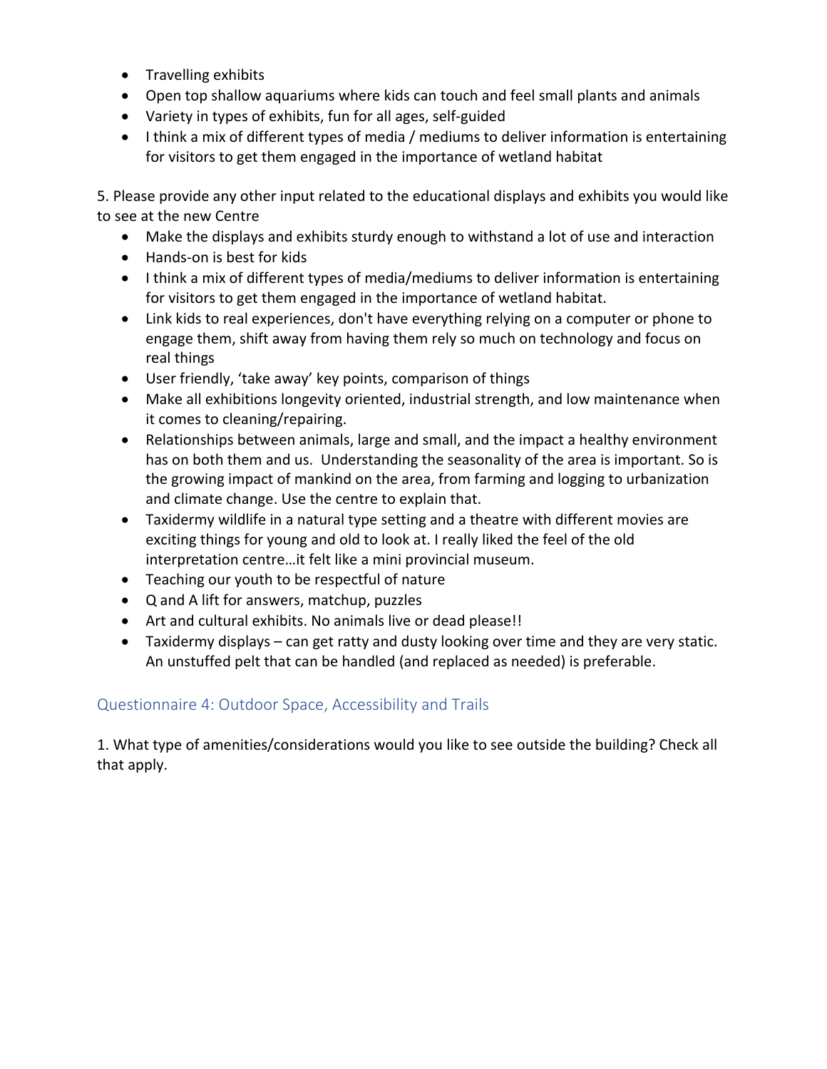- Travelling exhibits
- Open top shallow aquariums where kids can touch and feel small plants and animals
- Variety in types of exhibits, fun for all ages, self-guided
- I think a mix of different types of media / mediums to deliver information is entertaining for visitors to get them engaged in the importance of wetland habitat

5. Please provide any other input related to the educational displays and exhibits you would like to see at the new Centre

- Make the displays and exhibits sturdy enough to withstand a lot of use and interaction
- Hands-on is best for kids
- I think a mix of different types of media/mediums to deliver information is entertaining for visitors to get them engaged in the importance of wetland habitat.
- Link kids to real experiences, don't have everything relying on a computer or phone to engage them, shift away from having them rely so much on technology and focus on real things
- User friendly, 'take away' key points, comparison of things
- Make all exhibitions longevity oriented, industrial strength, and low maintenance when it comes to cleaning/repairing.
- Relationships between animals, large and small, and the impact a healthy environment has on both them and us. Understanding the seasonality of the area is important. So is the growing impact of mankind on the area, from farming and logging to urbanization and climate change. Use the centre to explain that.
- Taxidermy wildlife in a natural type setting and a theatre with different movies are exciting things for young and old to look at. I really liked the feel of the old interpretation centre…it felt like a mini provincial museum.
- Teaching our youth to be respectful of nature
- Q and A lift for answers, matchup, puzzles
- Art and cultural exhibits. No animals live or dead please!!
- Taxidermy displays – can get ratty and dusty looking over time and they are very static. An unstuffed pelt that can be handled (and replaced as needed) is preferable.

## Questionnaire 4: Outdoor Space, Accessibility and Trails

1. What type of amenities/considerations would you like to see outside the building? Check all that apply.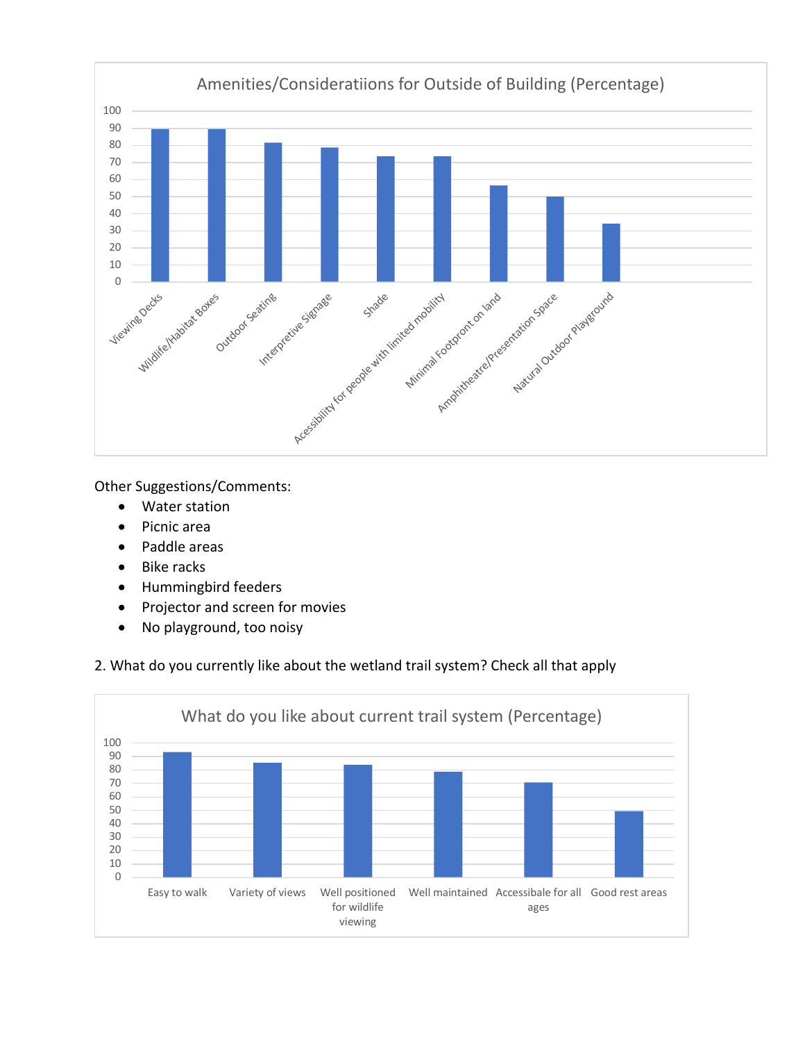Amenities/Consideratiions for Outside of Building (Percentage)

| Amenity | Percentage |
|---|---|
| Viewing Decks | 89 |
| Wildlife/Habitat Boxes | 89 |
| Outdoor Seating | 81 |
| Interpretive Signage | 78 |
| Shade | 73 |
| Acessibility for people with limited mobility | 73 |
| Minimal Footpront on land | 56 |
| Amphitheatre/Presentation Space | 50 |
| Natural Outdoor Playground | 34 |

Other Suggestions/Comments:

- Water station
- Picnic area
- Paddle areas
- Bike racks
- Hummingbird feeders
- Projector and screen for movies
- No playground, too noisy

2. What do you currently like about the wetland trail system? Check all that apply

What do you like about current trail system (Percentage)

| Feature | Percentage |
|---|---|
| Easy to walk | 93 |
| Variety of views | 85 |
| Well positioned for wildlife viewing | 84 |
| Well maintained | 79 |
| Accessibale for all ages | 71 |
| Good rest areas | 49 |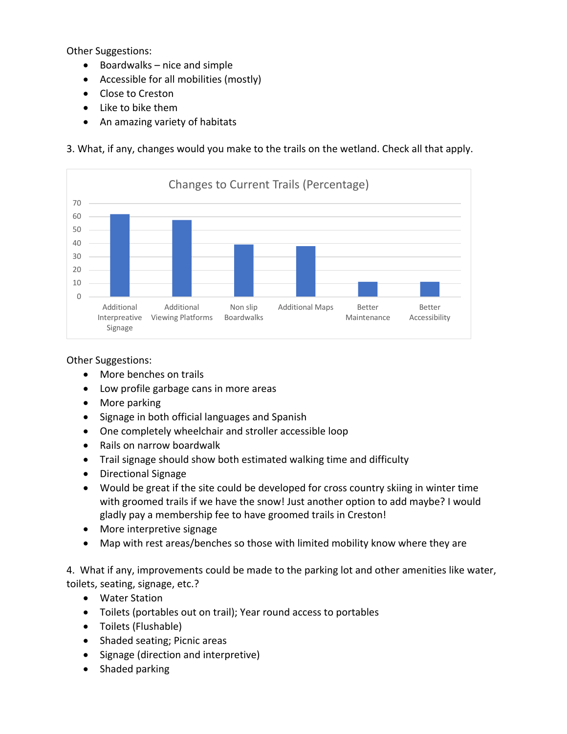Other Suggestions:

- Boardwalks – nice and simple
- Accessible for all mobilities (mostly)
- Close to Creston
- Like to bike them
- An amazing variety of habitats

3. What, if any, changes would you make to the trails on the wetland. Check all that apply.

Changes to Current Trails (Percentage)

Additional Interpretive Signage, Additional Viewing Platforms, Non slip Boardwalks, Additional Maps, Better Maintenance, Better Accessibility

Other Suggestions:

- More benches on trails
- Low profile garbage cans in more areas
- More parking
- Signage in both official languages and Spanish
- One completely wheelchair and stroller accessible loop
- Rails on narrow boardwalk
- Trail signage should show both estimated walking time and difficulty
- Directional Signage
- Would be great if the site could be developed for cross country skiing in winter time with groomed trails if we have the snow! Just another option to add maybe? I would gladly pay a membership fee to have groomed trails in Creston!
- More interpretive signage
- Map with rest areas/benches so those with limited mobility know where they are

4. What if any, improvements could be made to the parking lot and other amenities like water, toilets, seating, signage, etc.?

- Water Station
- Toilets (portables out on trail); Year round access to portables
- Toilets (Flushable)
- Shaded seating; Picnic areas
- Signage (direction and interpretive)
- Shaded parking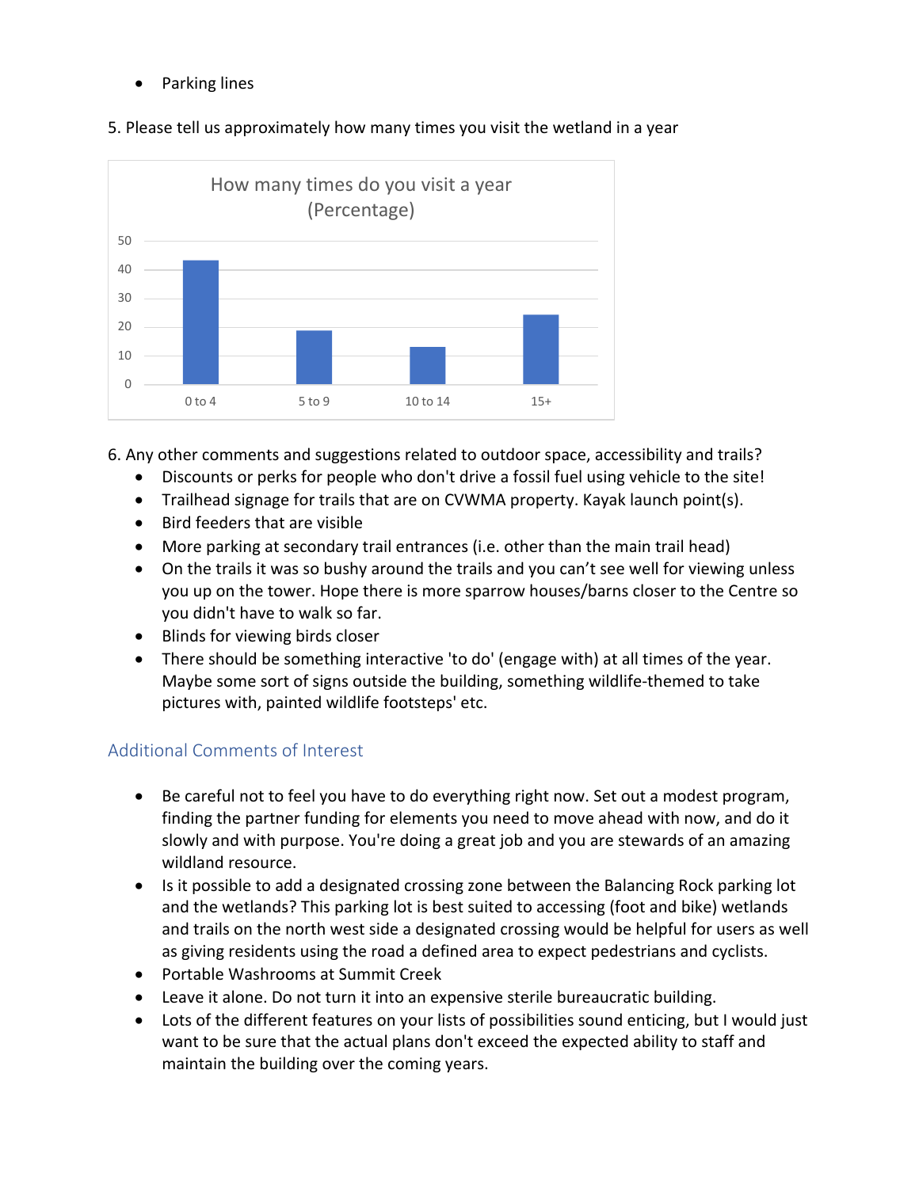- Parking lines

5. Please tell us approximately how many times you visit the wetland in a year

How many times do you visit a year (Percentage)

| Visits per year | Percentage |
|---|---|
| 0 to 4 | ~43 |
| 5 to 9 | ~19 |
| 10 to 14 | ~13 |
| 15+ | ~24 |

6. Any other comments and suggestions related to outdoor space, accessibility and trails?
   - Discounts or perks for people who don't drive a fossil fuel using vehicle to the site!
   - Trailhead signage for trails that are on CVWMA property. Kayak launch point(s).
   - Bird feeders that are visible
   - More parking at secondary trail entrances (i.e. other than the main trail head)
   - On the trails it was so bushy around the trails and you can't see well for viewing unless you up on the tower. Hope there is more sparrow houses/barns closer to the Centre so you didn't have to walk so far.
   - Blinds for viewing birds closer
   - There should be something interactive 'to do' (engage with) at all times of the year. Maybe some sort of signs outside the building, something wildlife-themed to take pictures with, painted wildlife footsteps' etc.

## Additional Comments of Interest

- Be careful not to feel you have to do everything right now. Set out a modest program, finding the partner funding for elements you need to move ahead with now, and do it slowly and with purpose. You're doing a great job and you are stewards of an amazing wildland resource.
- Is it possible to add a designated crossing zone between the Balancing Rock parking lot and the wetlands? This parking lot is best suited to accessing (foot and bike) wetlands and trails on the north west side a designated crossing would be helpful for users as well as giving residents using the road a defined area to expect pedestrians and cyclists.
- Portable Washrooms at Summit Creek
- Leave it alone. Do not turn it into an expensive sterile bureaucratic building.
- Lots of the different features on your lists of possibilities sound enticing, but I would just want to be sure that the actual plans don't exceed the expected ability to staff and maintain the building over the coming years.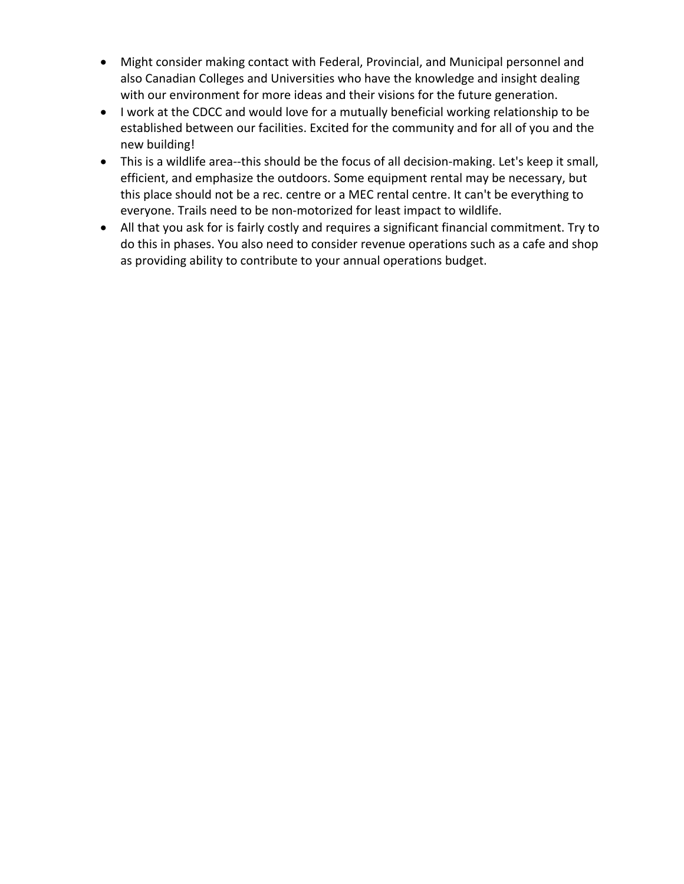- Might consider making contact with Federal, Provincial, and Municipal personnel and also Canadian Colleges and Universities who have the knowledge and insight dealing with our environment for more ideas and their visions for the future generation.
- I work at the CDCC and would love for a mutually beneficial working relationship to be established between our facilities. Excited for the community and for all of you and the new building!
- This is a wildlife area--this should be the focus of all decision-making. Let's keep it small, efficient, and emphasize the outdoors. Some equipment rental may be necessary, but this place should not be a rec. centre or a MEC rental centre. It can't be everything to everyone. Trails need to be non-motorized for least impact to wildlife.
- All that you ask for is fairly costly and requires a significant financial commitment. Try to do this in phases. You also need to consider revenue operations such as a cafe and shop as providing ability to contribute to your annual operations budget.